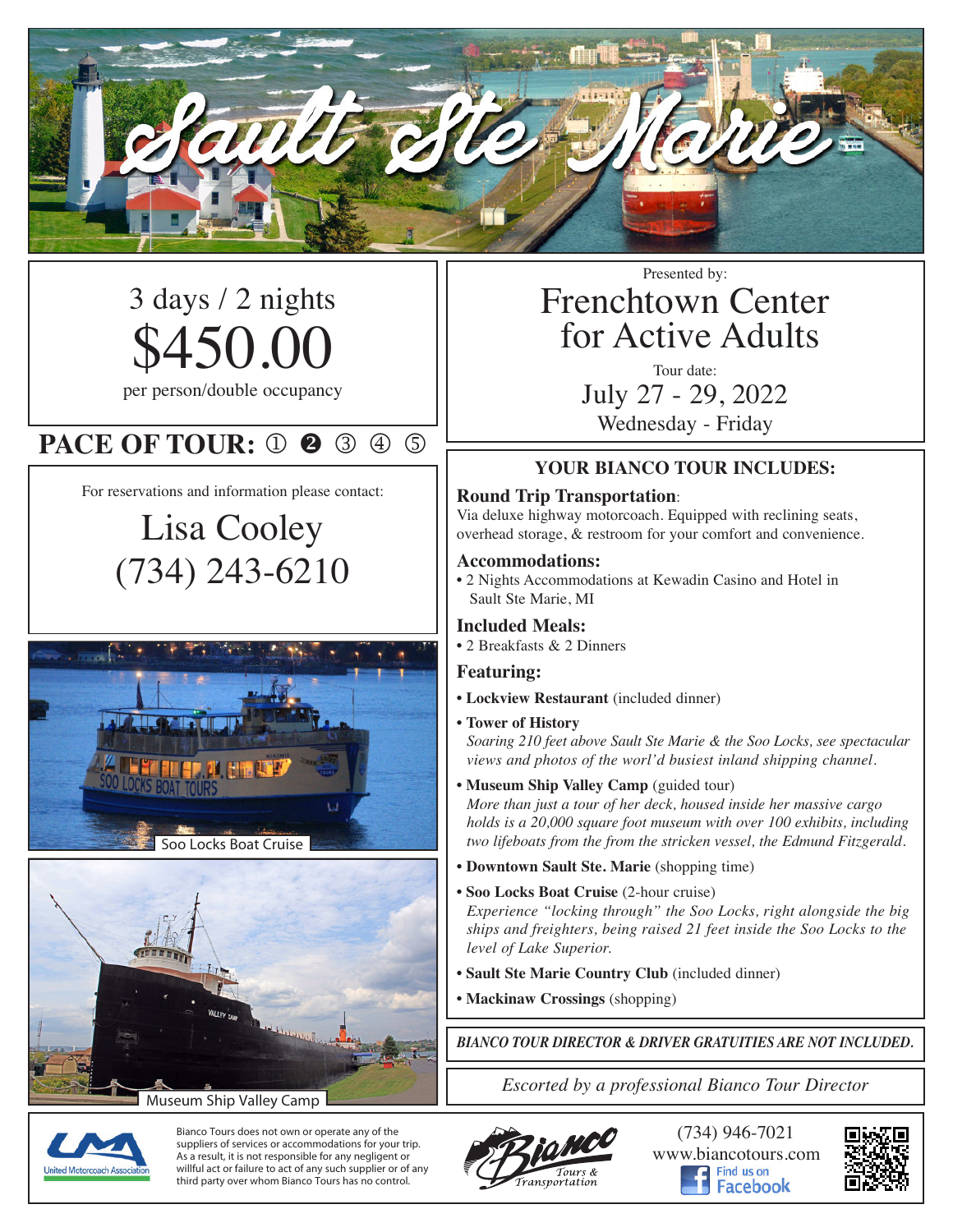# Sault Ste Marie

3 days / 2 nights

**$450.00**

per person/double occupancy

**PACE OF TOUR:** ① ❷ ③ ④ ⑤

For reservations and information please contact:

Lisa Cooley
(734) 243-6210

Soo Locks Boat Cruise

Museum Ship Valley Camp

Presented by:

## Frenchtown Center for Active Adults

Tour date:
July 27 - 29, 2022
Wednesday - Friday

### YOUR BIANCO TOUR INCLUDES:

**Round Trip Transportation**:
Via deluxe highway motorcoach. Equipped with reclining seats, overhead storage, & restroom for your comfort and convenience.

**Accommodations:**
- 2 Nights Accommodations at Kewadin Casino and Hotel in Sault Ste Marie, MI

**Included Meals:**
- 2 Breakfasts & 2 Dinners

**Featuring:**
- **Lockview Restaurant** (included dinner)
- **Tower of History**
  *Soaring 210 feet above Sault Ste Marie & the Soo Locks, see spectacular views and photos of the worl'd busiest inland shipping channel.*
- **Museum Ship Valley Camp** (guided tour)
  *More than just a tour of her deck, housed inside her massive cargo holds is a 20,000 square foot museum with over 100 exhibits, including two lifeboats from the from the stricken vessel, the Edmund Fitzgerald.*
- **Downtown Sault Ste. Marie** (shopping time)
- **Soo Locks Boat Cruise** (2-hour cruise)
  *Experience "locking through" the Soo Locks, right alongside the big ships and freighters, being raised 21 feet inside the Soo Locks to the level of Lake Superior.*
- **Sault Ste Marie Country Club** (included dinner)
- **Mackinaw Crossings** (shopping)

***BIANCO TOUR DIRECTOR & DRIVER GRATUITIES ARE NOT INCLUDED.***

*Escorted by a professional Bianco Tour Director*

United Motorcoach Association

Bianco Tours does not own or operate any of the suppliers of services or accommodations for your trip. As a result, it is not responsible for any negligent or willful act or failure to act of any such supplier or of any third party over whom Bianco Tours has no control.

Bianco Tours & Transportation

(734) 946-7021
www.biancotours.com
Find us on Facebook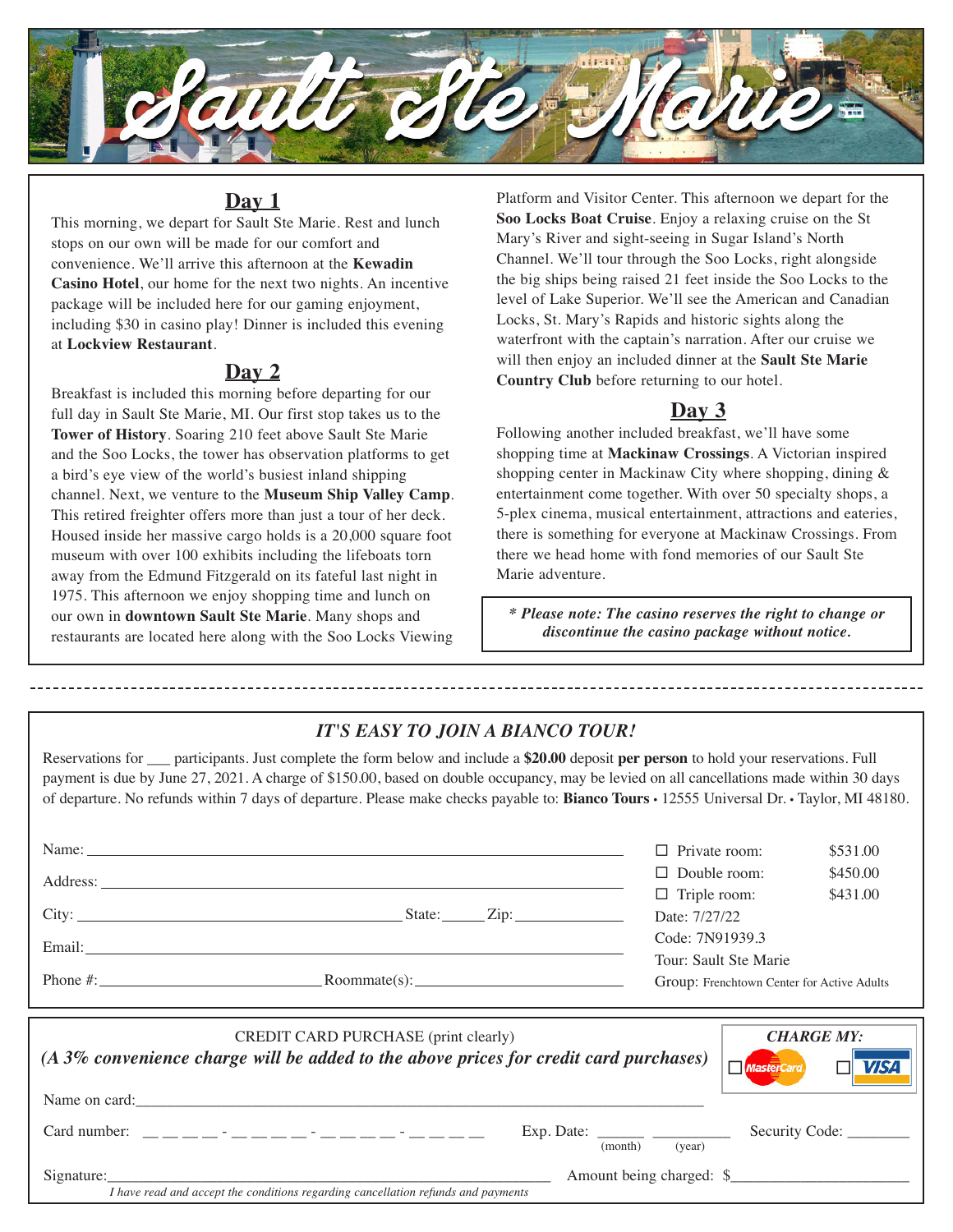# Sault Ste Marie

## Day 1

This morning, we depart for Sault Ste Marie. Rest and lunch stops on our own will be made for our comfort and convenience. We'll arrive this afternoon at the **Kewadin Casino Hotel**, our home for the next two nights. An incentive package will be included here for our gaming enjoyment, including $30 in casino play! Dinner is included this evening at **Lockview Restaurant**.

## Day 2

Breakfast is included this morning before departing for our full day in Sault Ste Marie, MI. Our first stop takes us to the **Tower of History**. Soaring 210 feet above Sault Ste Marie and the Soo Locks, the tower has observation platforms to get a bird's eye view of the world's busiest inland shipping channel. Next, we venture to the **Museum Ship Valley Camp**. This retired freighter offers more than just a tour of her deck. Housed inside her massive cargo holds is a 20,000 square foot museum with over 100 exhibits including the lifeboats torn away from the Edmund Fitzgerald on its fateful last night in 1975. This afternoon we enjoy shopping time and lunch on our own in **downtown Sault Ste Marie**. Many shops and restaurants are located here along with the Soo Locks Viewing Platform and Visitor Center. This afternoon we depart for the **Soo Locks Boat Cruise**. Enjoy a relaxing cruise on the St Mary's River and sight-seeing in Sugar Island's North Channel. We'll tour through the Soo Locks, right alongside the big ships being raised 21 feet inside the Soo Locks to the level of Lake Superior. We'll see the American and Canadian Locks, St. Mary's Rapids and historic sights along the waterfront with the captain's narration. After our cruise we will then enjoy an included dinner at the **Sault Ste Marie Country Club** before returning to our hotel.

## Day 3

Following another included breakfast, we'll have some shopping time at **Mackinaw Crossings**. A Victorian inspired shopping center in Mackinaw City where shopping, dining & entertainment come together. With over 50 specialty shops, a 5-plex cinema, musical entertainment, attractions and eateries, there is something for everyone at Mackinaw Crossings. From there we head home with fond memories of our Sault Ste Marie adventure.

***\* Please note: The casino reserves the right to change or discontinue the casino package without notice.***

---

### *IT'S EASY TO JOIN A BIANCO TOUR!*

Reservations for ___ participants. Just complete the form below and include a **$20.00** deposit **per person** to hold your reservations. Full payment is due by June 27, 2021. A charge of $150.00, based on double occupancy, may be levied on all cancellations made within 30 days of departure. No refunds within 7 days of departure. Please make checks payable to: **Bianco Tours** • 12555 Universal Dr. • Taylor, MI 48180.

Name: ______________________________

Address: ______________________________

City: ____________________ State: ______ Zip: ____________

Email: ______________________________

Phone #: ____________________ Roommate(s): ____________________

☐ Private room: $531.00
☐ Double room: $450.00
☐ Triple room: $431.00

Date: 7/27/22
Code: 7N91939.3
Tour: Sault Ste Marie
Group: Frenchtown Center for Active Adults

CREDIT CARD PURCHASE (print clearly)
*(A 3% convenience charge will be added to the above prices for credit card purchases)*

*CHARGE MY:* ☐ MasterCard ☐ VISA

Name on card: ______________________________

Card number: _ _ _ _ - _ _ _ _ - _ _ _ _ - _ _ _ _   Exp. Date: ______ (month) ______ (year)   Security Code: ________

Signature: ______________________________   Amount being charged: $____________

*I have read and accept the conditions regarding cancellation refunds and payments*